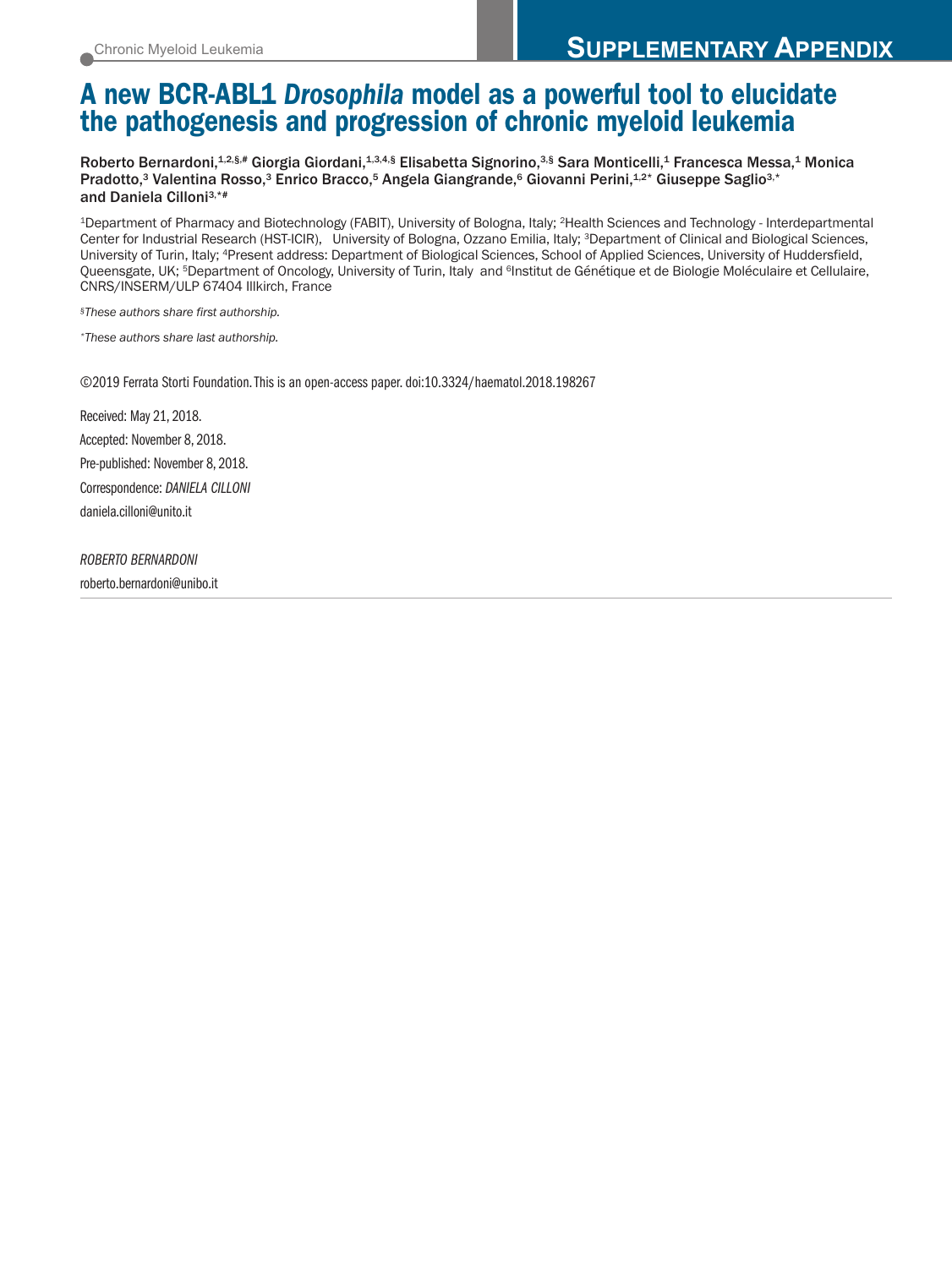# A new BCR-ABL1 *Drosophila* model as a powerful tool to elucidate the pathogenesis and progression of chronic myeloid leukemia

**Roberto Bernardoni,[1,2,§,#] Giorgia Giordani,[1,3,4,§] Elisabetta Signorino,[3,§] Sara Monticelli,[1] Francesca Messa,[1] Monica Pradotto,[3] Valentina Rosso,[3] Enrico Bracco,[5] Angela Giangrande,[6] Giovanni Perini,[1,2*] Giuseppe Saglio[3,*] and Daniela Cilloni[3,*#]**

[1]Department of Pharmacy and Biotechnology (FABIT), University of Bologna, Italy; [2]Health Sciences and Technology - Interdepartmental Center for Industrial Research (HST-ICIR), University of Bologna, Ozzano Emilia, Italy; [3]Department of Clinical and Biological Sciences, University of Turin, Italy; [4]Present address: Department of Biological Sciences, School of Applied Sciences, University of Huddersfield, Queensgate, UK; [5]Department of Oncology, University of Turin, Italy and [6]Institut de Génétique et de Biologie Moléculaire et Cellulaire, CNRS/INSERM/ULP 67404 Illkirch, France

[§]*These authors share first authorship.*

[*]*These authors share last authorship.*

©2019 Ferrata Storti Foundation. This is an open-access paper. doi:10.3324/haematol.2018.198267

Received: May 21, 2018.

Accepted: November 8, 2018.

Pre-published: November 8, 2018.

Correspondence: *DANIELA CILLONI*

daniela.cilloni@unito.it

*ROBERTO BERNARDONI*

roberto.bernardoni@unibo.it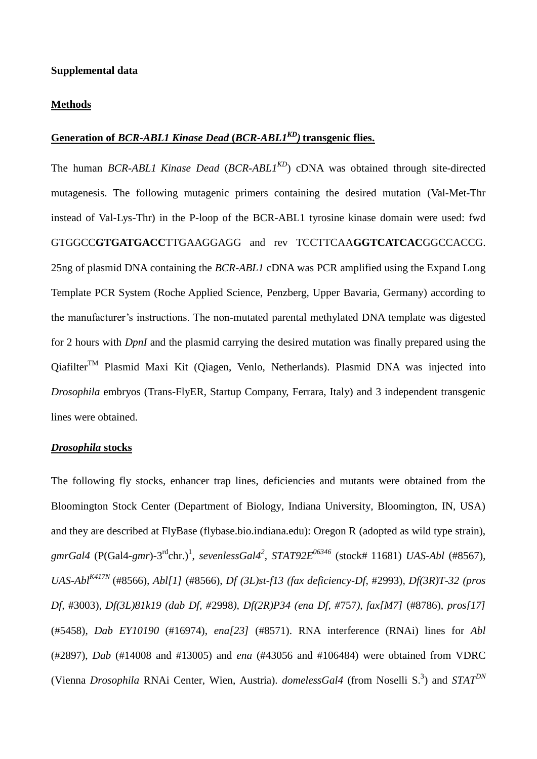**Supplemental data**

**Methods**

**Generation of *BCR-ABL1 Kinase Dead* (*BCR-ABL1$^{KD}$*) transgenic flies.**

The human *BCR-ABL1 Kinase Dead* (*BCR-ABL1$^{KD}$*) cDNA was obtained through site-directed mutagenesis. The following mutagenic primers containing the desired mutation (Val-Met-Thr instead of Val-Lys-Thr) in the P-loop of the BCR-ABL1 tyrosine kinase domain were used: fwd GTGGCC**GTGATGACC**TTGAAGGAGG and rev TCCTTCAA**GGTCATCAC**GGCCACCG. 25ng of plasmid DNA containing the *BCR-ABL1* cDNA was PCR amplified using the Expand Long Template PCR System (Roche Applied Science, Penzberg, Upper Bavaria, Germany) according to the manufacturer's instructions. The non-mutated parental methylated DNA template was digested for 2 hours with *DpnI* and the plasmid carrying the desired mutation was finally prepared using the Qiafilter™ Plasmid Maxi Kit (Qiagen, Venlo, Netherlands). Plasmid DNA was injected into *Drosophila* embryos (Trans-FlyER, Startup Company, Ferrara, Italy) and 3 independent transgenic lines were obtained.

***Drosophila* stocks**

The following fly stocks, enhancer trap lines, deficiencies and mutants were obtained from the Bloomington Stock Center (Department of Biology, Indiana University, Bloomington, IN, USA) and they are described at FlyBase (flybase.bio.indiana.edu): Oregon R (adopted as wild type strain), *gmrGal4* (P(Gal4-*gmr*)-3$^{rd}$chr.)[1], *sevenlessGal4*[2], *STAT92E$^{06346}$* (stock# 11681) *UAS-Abl* (#8567), *UAS-Abl$^{K417N}$* (#8566), *Abl[1]* (#8566), *Df (3L)st-f13 (fax deficiency-Df*, #2993), *Df(3R)T-32 (pros Df*, #3003), *Df(3L)81k19 (dab Df, #*2998*), Df(2R)P34 (ena Df, #*757*), fax[M7]* (#8786), *pros[17]* (#5458), *Dab EY10190* (#16974), *ena[23]* (#8571). RNA interference (RNAi) lines for *Abl* (#2897), *Dab* (#14008 and #13005) and *ena* (#43056 and #106484) were obtained from VDRC (Vienna *Drosophila* RNAi Center, Wien, Austria). *domelessGal4* (from Noselli S.[3]) and *STAT$^{DN}$*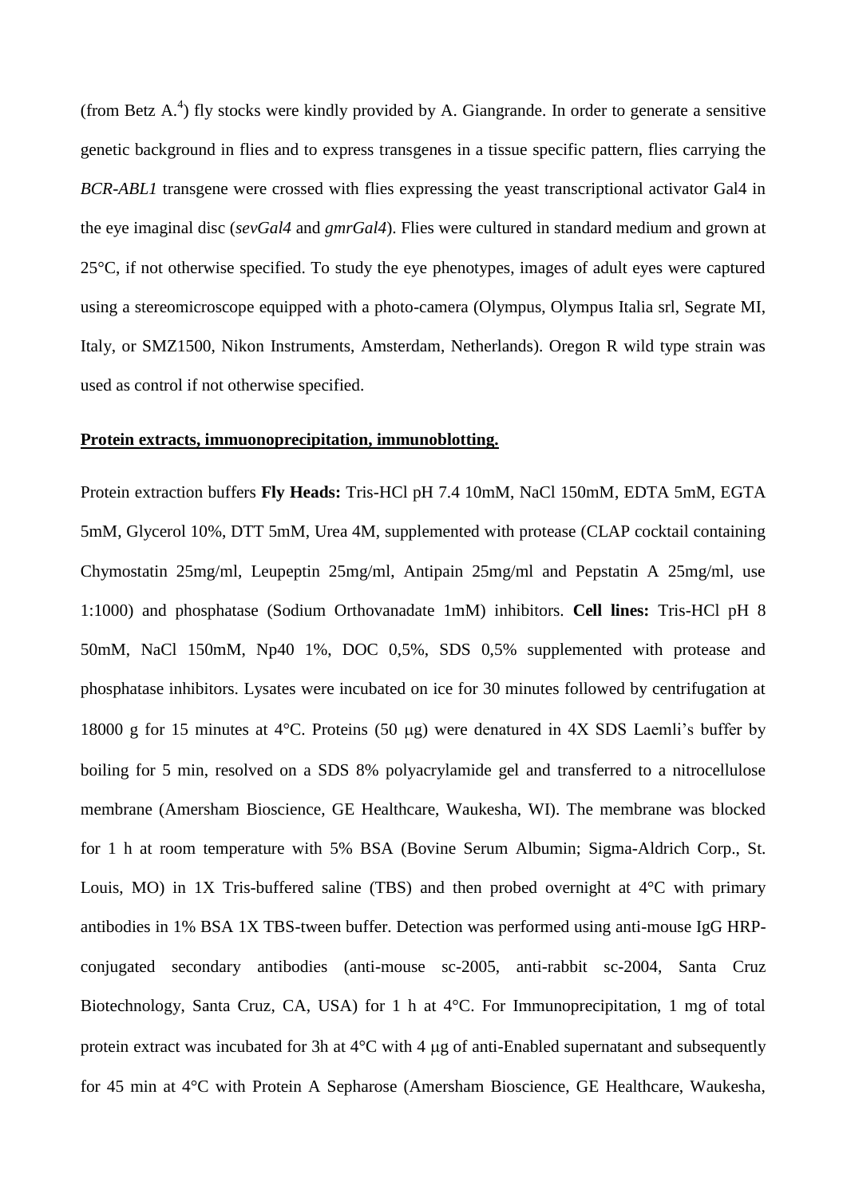(from Betz A.[4]) fly stocks were kindly provided by A. Giangrande. In order to generate a sensitive genetic background in flies and to express transgenes in a tissue specific pattern, flies carrying the *BCR-ABL1* transgene were crossed with flies expressing the yeast transcriptional activator Gal4 in the eye imaginal disc (*sevGal4* and *gmrGal4*). Flies were cultured in standard medium and grown at 25°C, if not otherwise specified. To study the eye phenotypes, images of adult eyes were captured using a stereomicroscope equipped with a photo-camera (Olympus, Olympus Italia srl, Segrate MI, Italy, or SMZ1500, Nikon Instruments, Amsterdam, Netherlands). Oregon R wild type strain was used as control if not otherwise specified.

**Protein extracts, immuonoprecipitation, immunoblotting.**

Protein extraction buffers **Fly Heads:** Tris-HCl pH 7.4 10mM, NaCl 150mM, EDTA 5mM, EGTA 5mM, Glycerol 10%, DTT 5mM, Urea 4M, supplemented with protease (CLAP cocktail containing Chymostatin 25mg/ml, Leupeptin 25mg/ml, Antipain 25mg/ml and Pepstatin A 25mg/ml, use 1:1000) and phosphatase (Sodium Orthovanadate 1mM) inhibitors. **Cell lines:** Tris-HCl pH 8 50mM, NaCl 150mM, Np40 1%, DOC 0,5%, SDS 0,5% supplemented with protease and phosphatase inhibitors. Lysates were incubated on ice for 30 minutes followed by centrifugation at 18000 g for 15 minutes at 4°C. Proteins (50 μg) were denatured in 4X SDS Laemli's buffer by boiling for 5 min, resolved on a SDS 8% polyacrylamide gel and transferred to a nitrocellulose membrane (Amersham Bioscience, GE Healthcare, Waukesha, WI). The membrane was blocked for 1 h at room temperature with 5% BSA (Bovine Serum Albumin; Sigma-Aldrich Corp., St. Louis, MO) in 1X Tris-buffered saline (TBS) and then probed overnight at 4°C with primary antibodies in 1% BSA 1X TBS-tween buffer. Detection was performed using anti-mouse IgG HRP-conjugated secondary antibodies (anti-mouse sc-2005, anti-rabbit sc-2004, Santa Cruz Biotechnology, Santa Cruz, CA, USA) for 1 h at 4°C. For Immunoprecipitation, 1 mg of total protein extract was incubated for 3h at 4°C with 4 μg of anti-Enabled supernatant and subsequently for 45 min at 4°C with Protein A Sepharose (Amersham Bioscience, GE Healthcare, Waukesha,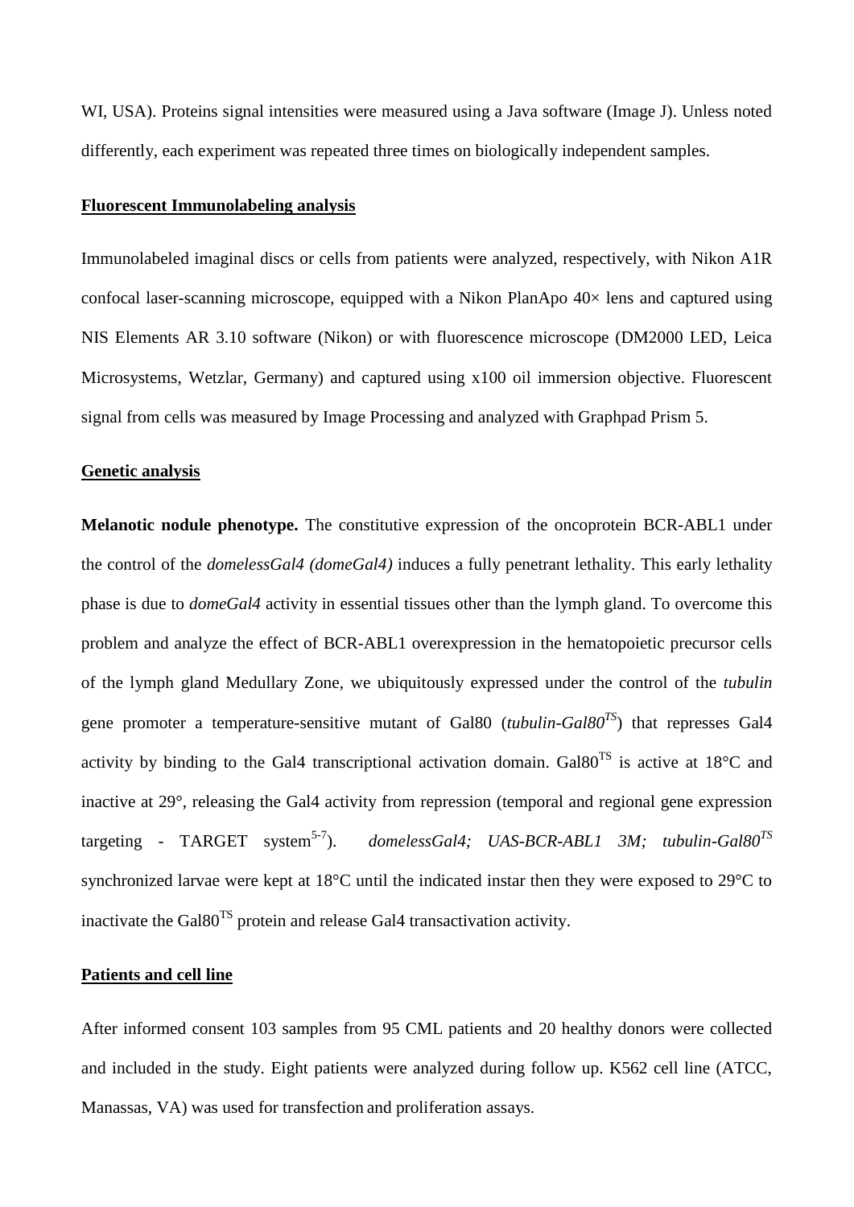WI, USA). Proteins signal intensities were measured using a Java software (Image J). Unless noted differently, each experiment was repeated three times on biologically independent samples.

## Fluorescent Immunolabeling analysis

Immunolabeled imaginal discs or cells from patients were analyzed, respectively, with Nikon A1R confocal laser-scanning microscope, equipped with a Nikon PlanApo 40× lens and captured using NIS Elements AR 3.10 software (Nikon) or with fluorescence microscope (DM2000 LED, Leica Microsystems, Wetzlar, Germany) and captured using x100 oil immersion objective. Fluorescent signal from cells was measured by Image Processing and analyzed with Graphpad Prism 5.

## Genetic analysis

**Melanotic nodule phenotype.** The constitutive expression of the oncoprotein BCR-ABL1 under the control of the *domelessGal4 (domeGal4)* induces a fully penetrant lethality. This early lethality phase is due to *domeGal4* activity in essential tissues other than the lymph gland. To overcome this problem and analyze the effect of BCR-ABL1 overexpression in the hematopoietic precursor cells of the lymph gland Medullary Zone, we ubiquitously expressed under the control of the *tubulin* gene promoter a temperature-sensitive mutant of Gal80 (*tubulin-Gal80$^{TS}$*) that represses Gal4 activity by binding to the Gal4 transcriptional activation domain. Gal80$^{TS}$ is active at 18°C and inactive at 29°, releasing the Gal4 activity from repression (temporal and regional gene expression targeting - TARGET system[5-7]). *domelessGal4; UAS-BCR-ABL1 3M; tubulin-Gal80$^{TS}$* synchronized larvae were kept at 18°C until the indicated instar then they were exposed to 29°C to inactivate the Gal80$^{TS}$ protein and release Gal4 transactivation activity.

## Patients and cell line

After informed consent 103 samples from 95 CML patients and 20 healthy donors were collected and included in the study. Eight patients were analyzed during follow up. K562 cell line (ATCC, Manassas, VA) was used for transfection and proliferation assays.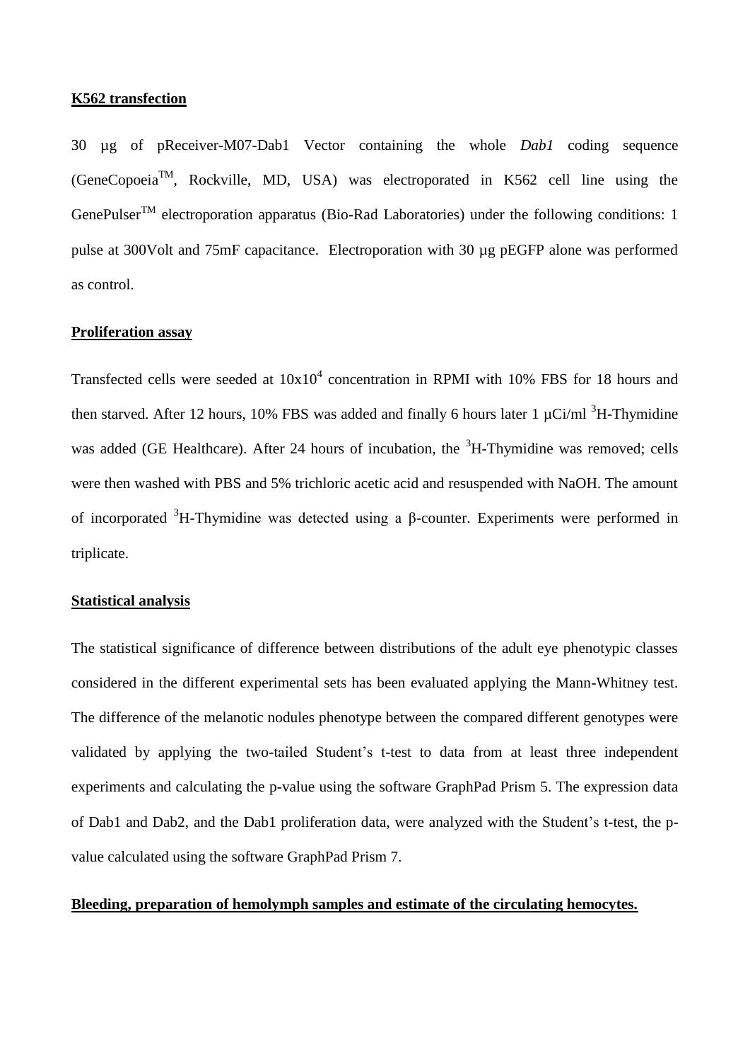## K562 transfection

30 µg of pReceiver-M07-Dab1 Vector containing the whole *Dab1* coding sequence (GeneCopoeia$^{TM}$, Rockville, MD, USA) was electroporated in K562 cell line using the GenePulser$^{TM}$ electroporation apparatus (Bio-Rad Laboratories) under the following conditions: 1 pulse at 300Volt and 75mF capacitance. Electroporation with 30 µg pEGFP alone was performed as control.

## Proliferation assay

Transfected cells were seeded at $10x10^4$ concentration in RPMI with 10% FBS for 18 hours and then starved. After 12 hours, 10% FBS was added and finally 6 hours later 1 µCi/ml $^3$H-Thymidine was added (GE Healthcare). After 24 hours of incubation, the $^3$H-Thymidine was removed; cells were then washed with PBS and 5% trichloric acetic acid and resuspended with NaOH. The amount of incorporated $^3$H-Thymidine was detected using a β-counter. Experiments were performed in triplicate.

## Statistical analysis

The statistical significance of difference between distributions of the adult eye phenotypic classes considered in the different experimental sets has been evaluated applying the Mann-Whitney test. The difference of the melanotic nodules phenotype between the compared different genotypes were validated by applying the two-tailed Student's t-test to data from at least three independent experiments and calculating the p-value using the software GraphPad Prism 5. The expression data of Dab1 and Dab2, and the Dab1 proliferation data, were analyzed with the Student's t-test, the p-value calculated using the software GraphPad Prism 7.

## Bleeding, preparation of hemolymph samples and estimate of the circulating hemocytes.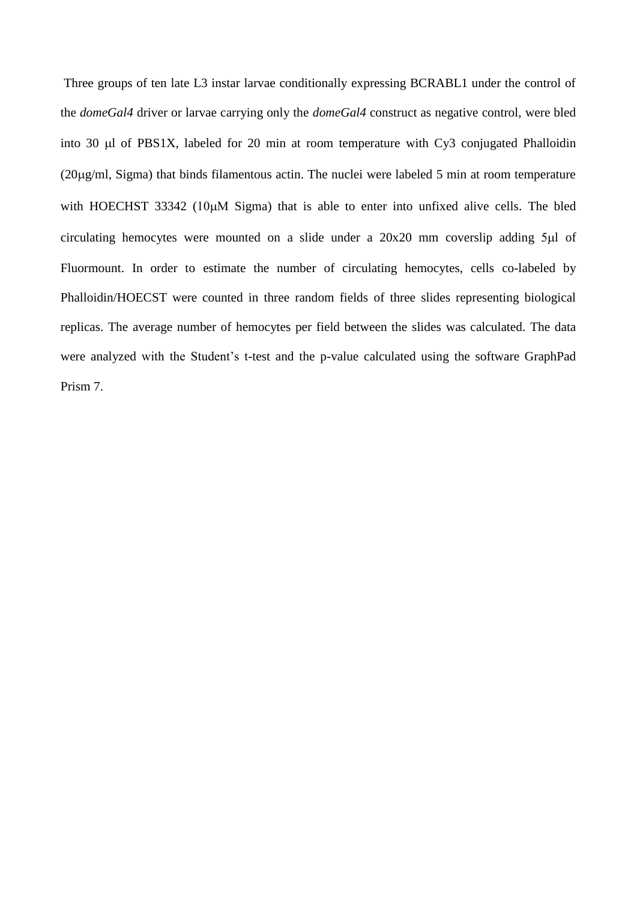Three groups of ten late L3 instar larvae conditionally expressing BCRABL1 under the control of the *domeGal4* driver or larvae carrying only the *domeGal4* construct as negative control, were bled into 30 μl of PBS1X, labeled for 20 min at room temperature with Cy3 conjugated Phalloidin (20μg/ml, Sigma) that binds filamentous actin. The nuclei were labeled 5 min at room temperature with HOECHST 33342 (10μM Sigma) that is able to enter into unfixed alive cells. The bled circulating hemocytes were mounted on a slide under a 20x20 mm coverslip adding 5μl of Fluormount. In order to estimate the number of circulating hemocytes, cells co-labeled by Phalloidin/HOECST were counted in three random fields of three slides representing biological replicas. The average number of hemocytes per field between the slides was calculated. The data were analyzed with the Student's t-test and the p-value calculated using the software GraphPad Prism 7.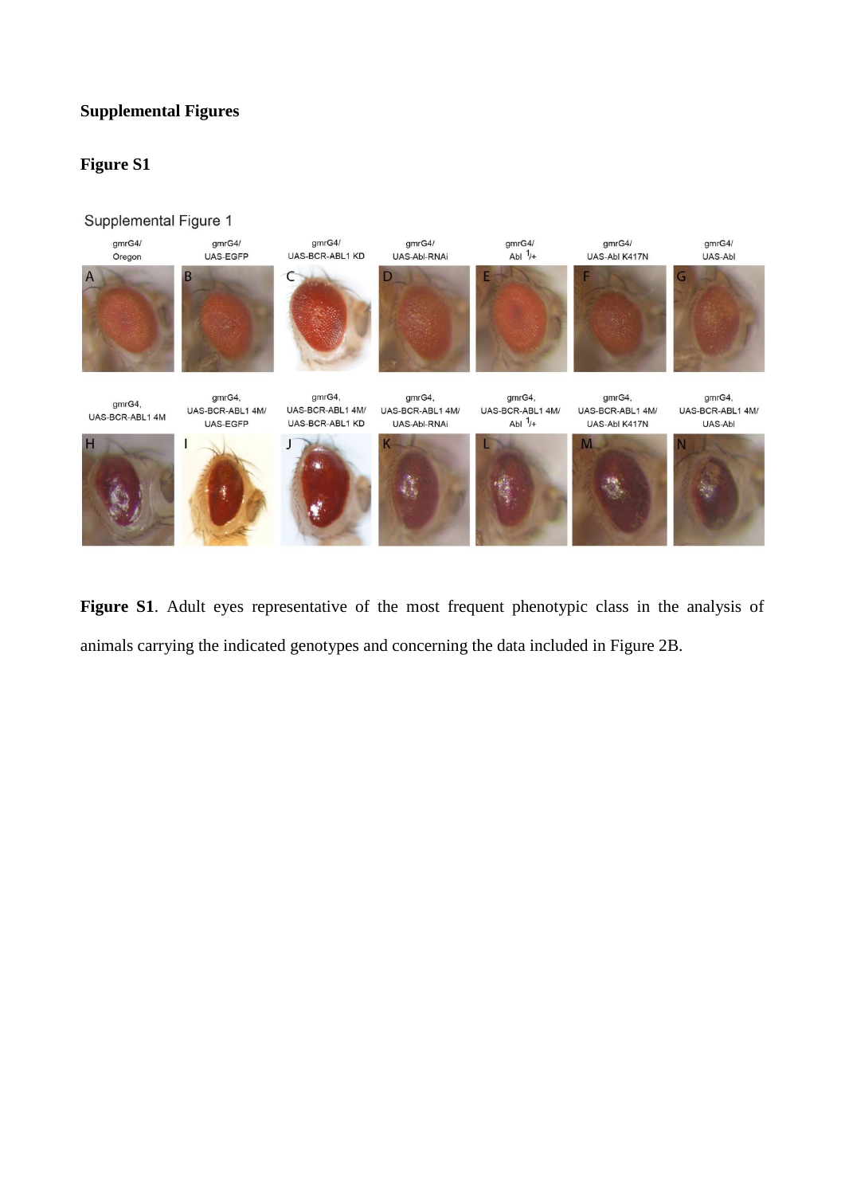**Supplemental Figures**

**Figure S1**

**Figure S1**. Adult eyes representative of the most frequent phenotypic class in the analysis of animals carrying the indicated genotypes and concerning the data included in Figure 2B.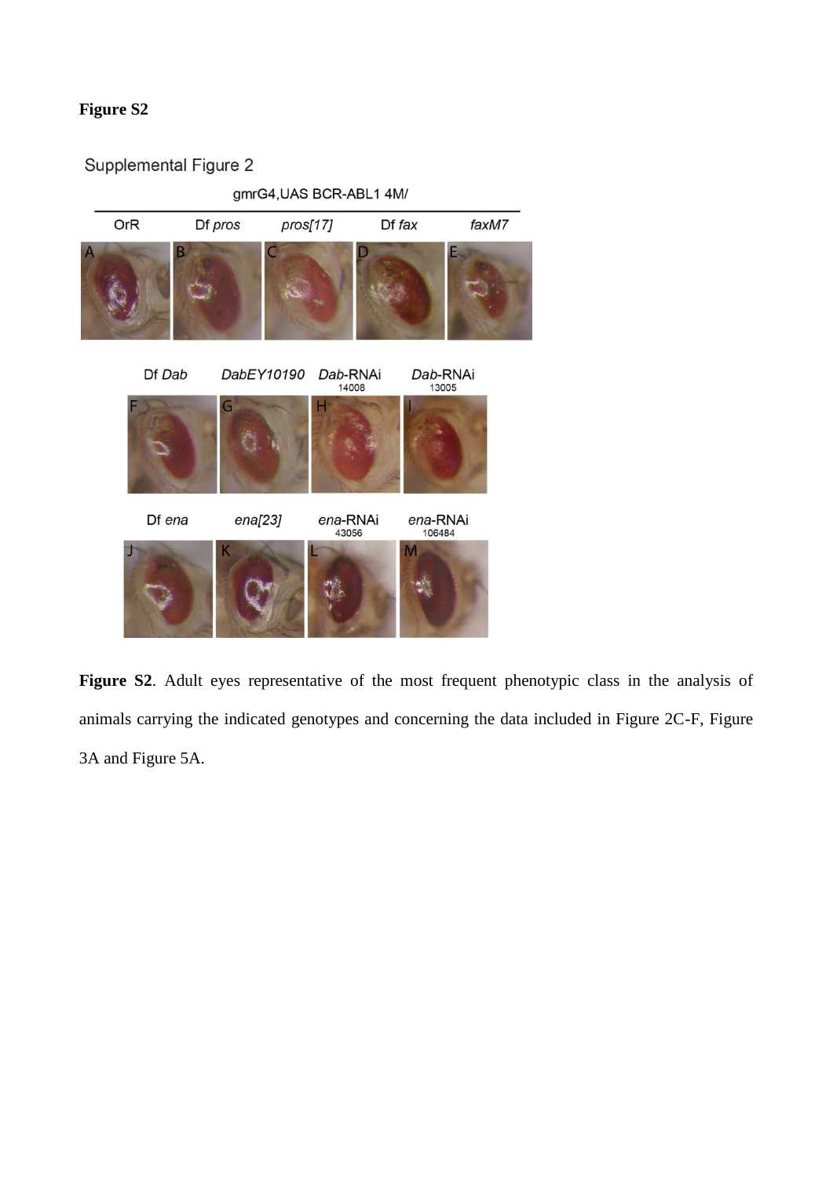**Figure S2**

Supplemental Figure 2

gmrG4,UAS BCR-ABL1 4M/

| OrR | Df *pros* | *pros[17]* | Df *fax* | *faxM7* |
|---|---|---|---|---|
| A | B | C | D | E |

| Df *Dab* | *DabEY10190* | *Dab*-RNAi 14008 | *Dab*-RNAi 13005 |
|---|---|---|---|
| F | G | H | I |

| Df *ena* | *ena[23]* | *ena*-RNAi 43056 | *ena*-RNAi 106484 |
|---|---|---|---|
| J | K | L | M |

**Figure S2**. Adult eyes representative of the most frequent phenotypic class in the analysis of animals carrying the indicated genotypes and concerning the data included in Figure 2C-F, Figure 3A and Figure 5A.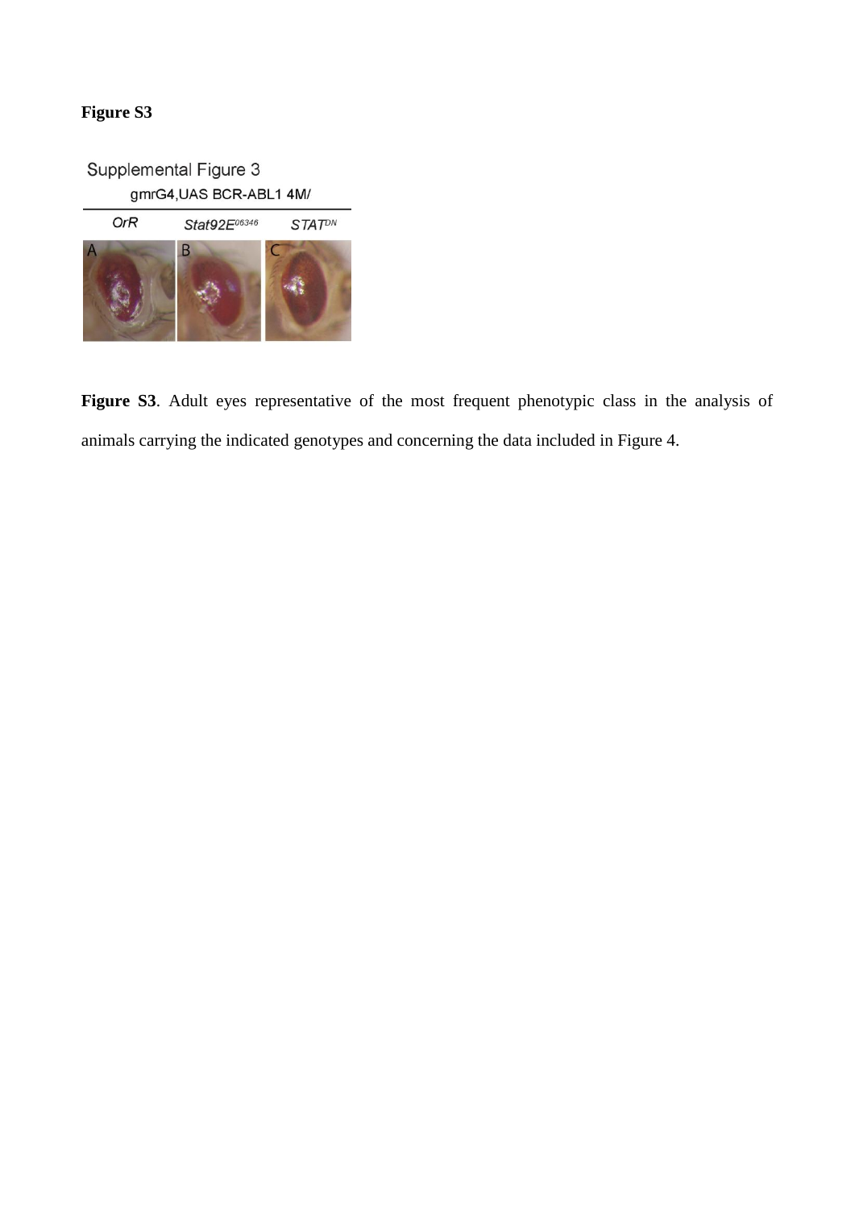**Figure S3**

Supplemental Figure 3

gmrG4,UAS BCR-ABL1 4M/

| *OrR* | *Stat92E*$^{06346}$ | *STAT*$^{DN}$ |
|---|---|---|
| A | B | C |

**Figure S3**. Adult eyes representative of the most frequent phenotypic class in the analysis of animals carrying the indicated genotypes and concerning the data included in Figure 4.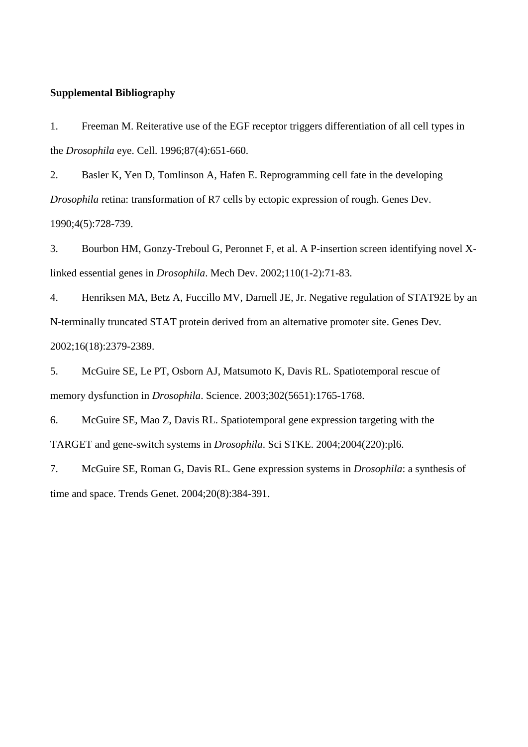**Supplemental Bibliography**

1. Freeman M. Reiterative use of the EGF receptor triggers differentiation of all cell types in the *Drosophila* eye. Cell. 1996;87(4):651-660.

2. Basler K, Yen D, Tomlinson A, Hafen E. Reprogramming cell fate in the developing *Drosophila* retina: transformation of R7 cells by ectopic expression of rough. Genes Dev. 1990;4(5):728-739.

3. Bourbon HM, Gonzy-Treboul G, Peronnet F, et al. A P-insertion screen identifying novel X-linked essential genes in *Drosophila*. Mech Dev. 2002;110(1-2):71-83.

4. Henriksen MA, Betz A, Fuccillo MV, Darnell JE, Jr. Negative regulation of STAT92E by an N-terminally truncated STAT protein derived from an alternative promoter site. Genes Dev. 2002;16(18):2379-2389.

5. McGuire SE, Le PT, Osborn AJ, Matsumoto K, Davis RL. Spatiotemporal rescue of memory dysfunction in *Drosophila*. Science. 2003;302(5651):1765-1768.

6. McGuire SE, Mao Z, Davis RL. Spatiotemporal gene expression targeting with the TARGET and gene-switch systems in *Drosophila*. Sci STKE. 2004;2004(220):pl6.

7. McGuire SE, Roman G, Davis RL. Gene expression systems in *Drosophila*: a synthesis of time and space. Trends Genet. 2004;20(8):384-391.